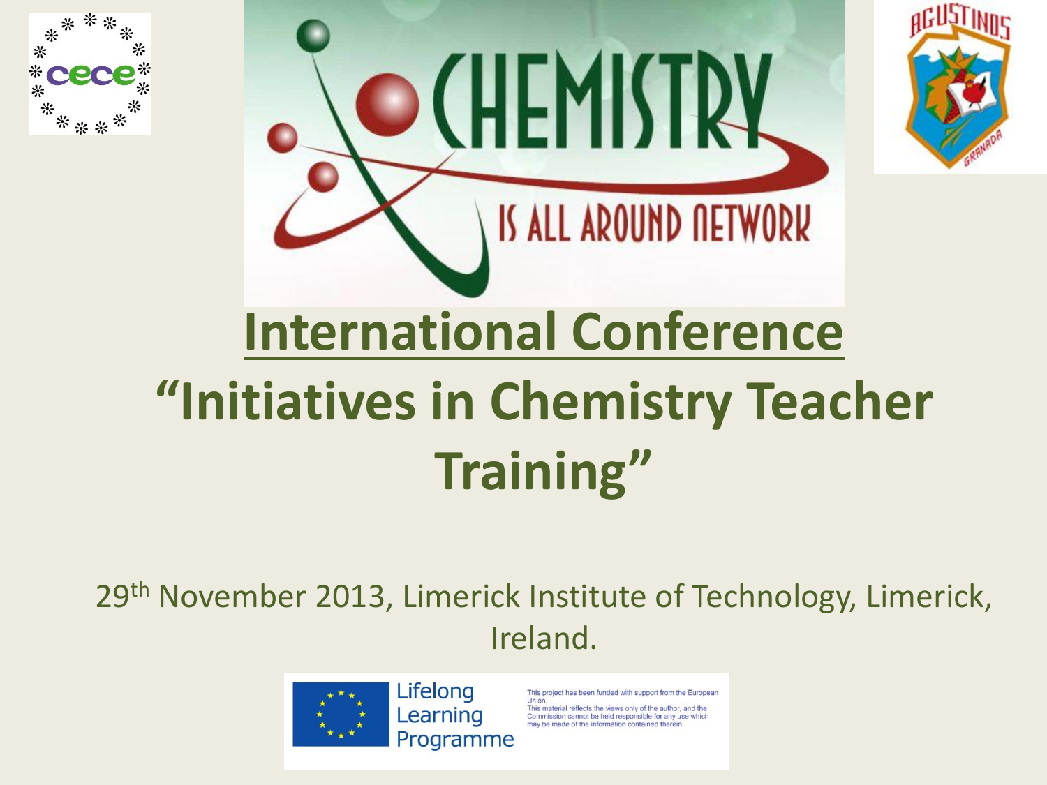# CHEMISTRY IS ALL AROUND NETWORK

# International Conference

# "Initiatives in Chemistry Teacher Training"

29th November 2013, Limerick Institute of Technology, Limerick, Ireland.

Lifelong Learning Programme

This project has been funded with support from the European Union.
This material reflects the views only of the author, and the Commission cannot be held responsible for any use which may be made of the information contained therein.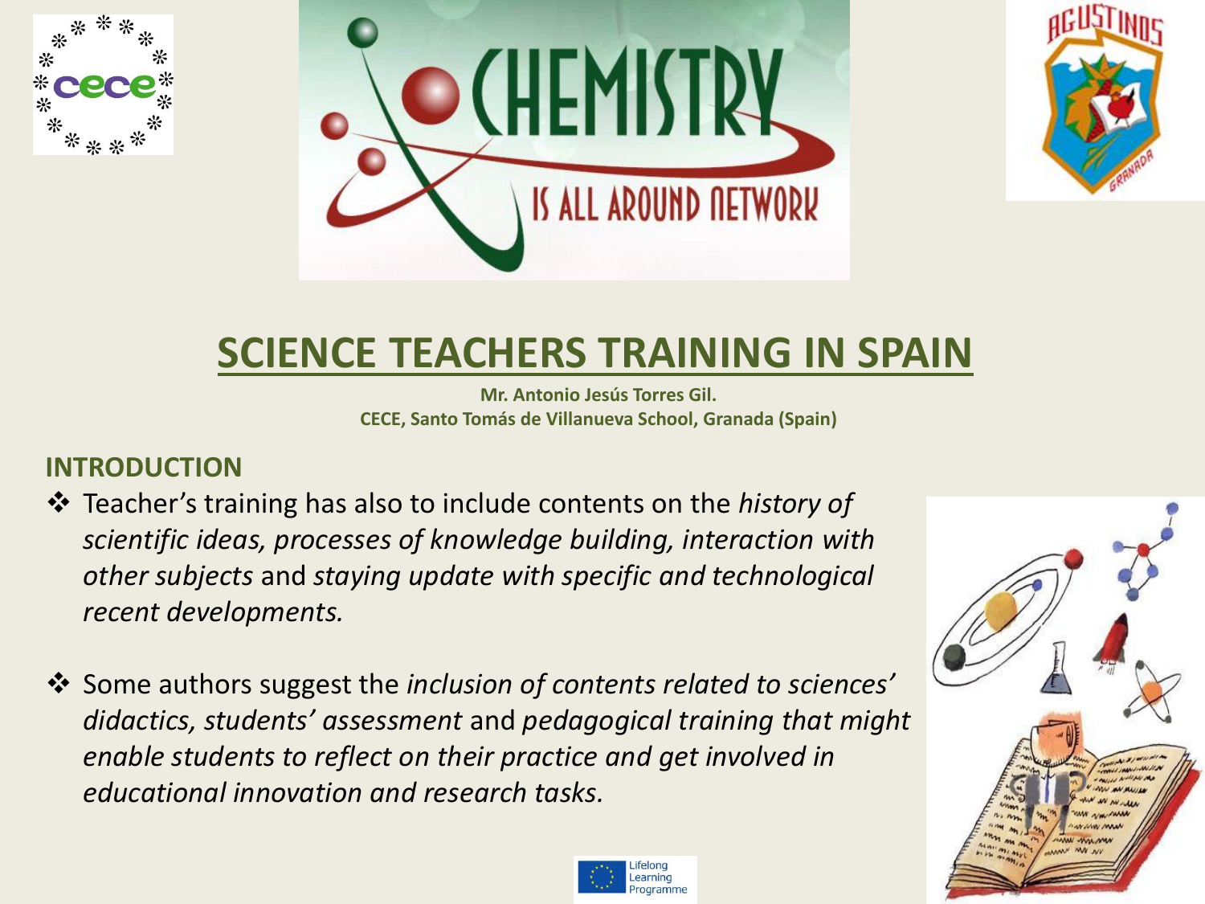# SCIENCE TEACHERS TRAINING IN SPAIN

**Mr. Antonio Jesús Torres Gil.**
**CECE, Santo Tomás de Villanueva School, Granada (Spain)**

## INTRODUCTION

- Teacher's training has also to include contents on the *history of scientific ideas, processes of knowledge building, interaction with other subjects* and *staying update with specific and technological recent developments.*

- Some authors suggest the *inclusion of contents related to sciences' didactics, students' assessment* and *pedagogical training that might enable students to reflect on their practice and get involved in educational innovation and research tasks.*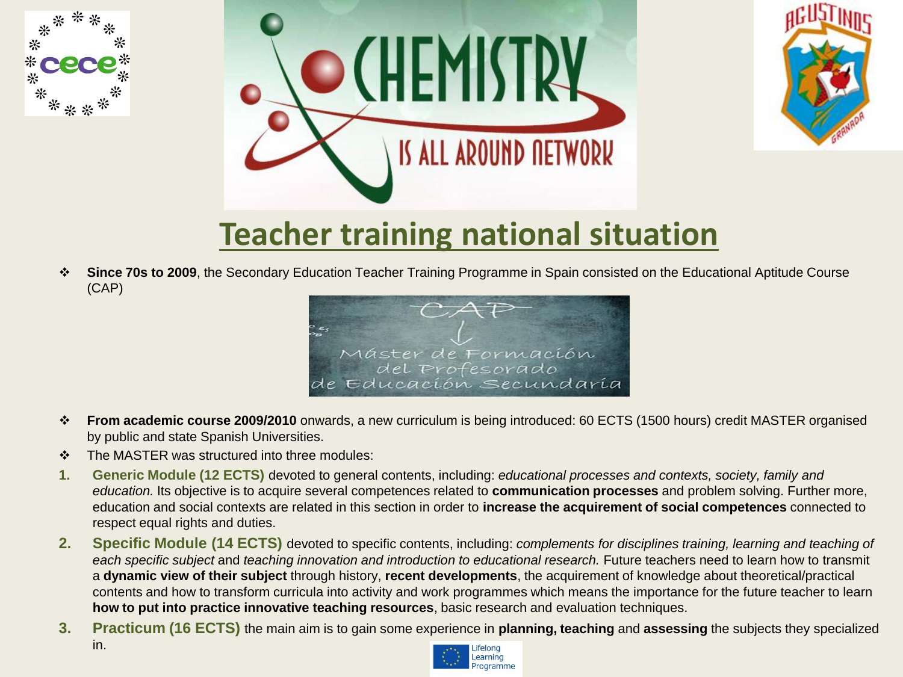# Teacher training national situation

- **Since 70s to 2009**, the Secondary Education Teacher Training Programme in Spain consisted on the Educational Aptitude Course (CAP)

- **From academic course 2009/2010** onwards, a new curriculum is being introduced: 60 ECTS (1500 hours) credit MASTER organised by public and state Spanish Universities.
- The MASTER was structured into three modules:

1. **Generic Module (12 ECTS)** devoted to general contents, including: *educational processes and contexts, society, family and education.* Its objective is to acquire several competences related to **communication processes** and problem solving. Further more, education and social contexts are related in this section in order to **increase the acquirement of social competences** connected to respect equal rights and duties.
2. **Specific Module (14 ECTS)** devoted to specific contents, including: *complements for disciplines training, learning and teaching of each specific subject* and *teaching innovation and introduction to educational research.* Future teachers need to learn how to transmit a **dynamic view of their subject** through history, **recent developments**, the acquirement of knowledge about theoretical/practical contents and how to transform curricula into activity and work programmes which means the importance for the future teacher to learn **how to put into practice innovative teaching resources**, basic research and evaluation techniques.
3. **Practicum (16 ECTS)** the main aim is to gain some experience in **planning, teaching** and **assessing** the subjects they specialized in.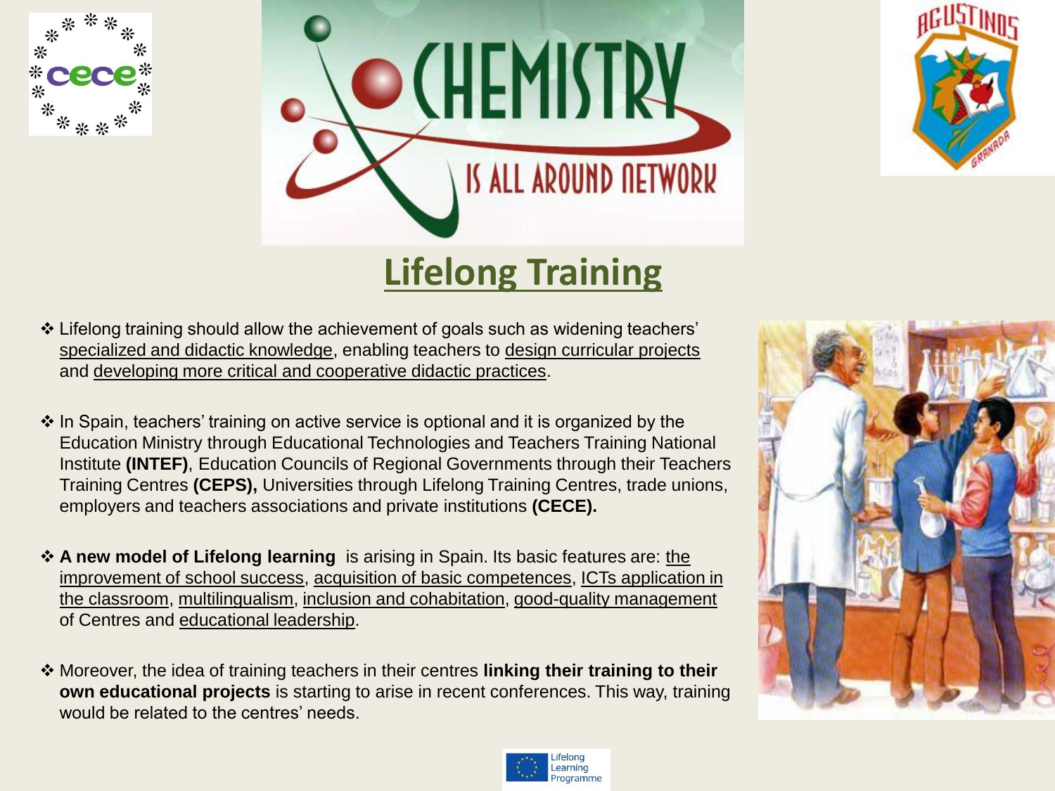## Lifelong Training

- Lifelong training should allow the achievement of goals such as widening teachers' specialized and didactic knowledge, enabling teachers to design curricular projects and developing more critical and cooperative didactic practices.

- In Spain, teachers' training on active service is optional and it is organized by the Education Ministry through Educational Technologies and Teachers Training National Institute **(INTEF)**, Education Councils of Regional Governments through their Teachers Training Centres **(CEPS),** Universities through Lifelong Training Centres, trade unions, employers and teachers associations and private institutions **(CECE).**

- **A new model of Lifelong learning** is arising in Spain. Its basic features are: the improvement of school success, acquisition of basic competences, ICTs application in the classroom, multilingualism, inclusion and cohabitation, good-quality management of Centres and educational leadership.

- Moreover, the idea of training teachers in their centres **linking their training to their own educational projects** is starting to arise in recent conferences. This way, training would be related to the centres' needs.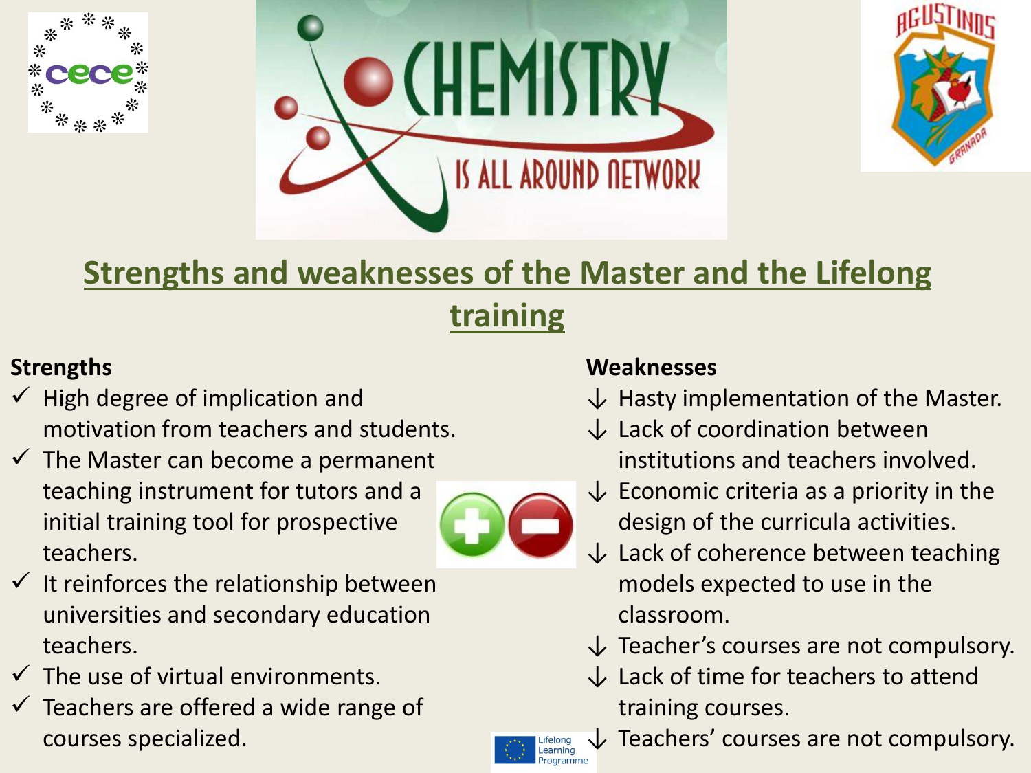## Strengths and weaknesses of the Master and the Lifelong training

**Strengths**

- ✓ High degree of implication and motivation from teachers and students.
- ✓ The Master can become a permanent teaching instrument for tutors and a initial training tool for prospective teachers.
- ✓ It reinforces the relationship between universities and secondary education teachers.
- ✓ The use of virtual environments.
- ✓ Teachers are offered a wide range of courses specialized.

**Weaknesses**

- ↓ Hasty implementation of the Master.
- ↓ Lack of coordination between institutions and teachers involved.
- ↓ Economic criteria as a priority in the design of the curricula activities.
- ↓ Lack of coherence between teaching models expected to use in the classroom.
- ↓ Teacher's courses are not compulsory.
- ↓ Lack of time for teachers to attend training courses.
- ↓ Teachers' courses are not compulsory.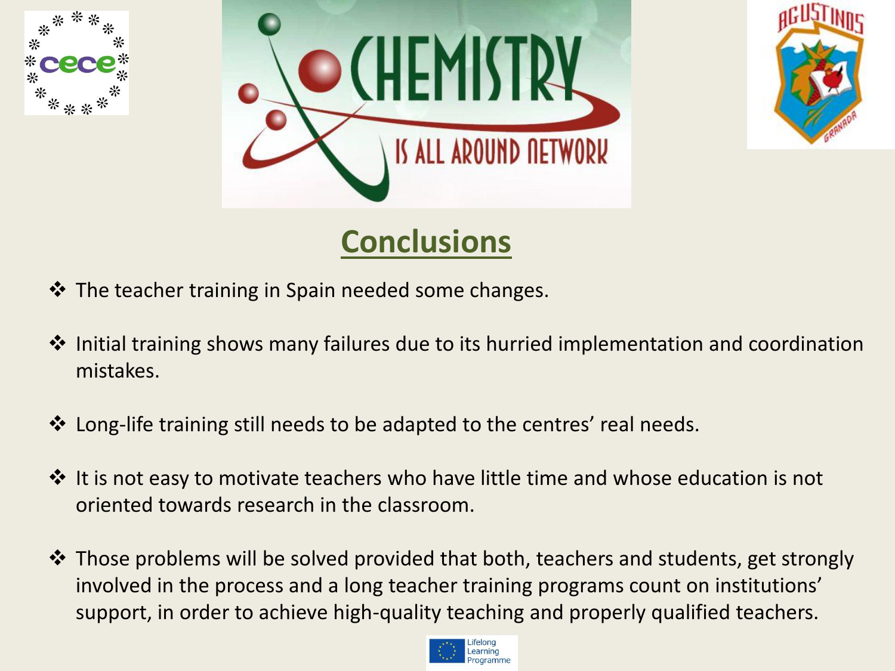## Conclusions

- The teacher training in Spain needed some changes.
- Initial training shows many failures due to its hurried implementation and coordination mistakes.
- Long-life training still needs to be adapted to the centres' real needs.
- It is not easy to motivate teachers who have little time and whose education is not oriented towards research in the classroom.
- Those problems will be solved provided that both, teachers and students, get strongly involved in the process and a long teacher training programs count on institutions' support, in order to achieve high-quality teaching and properly qualified teachers.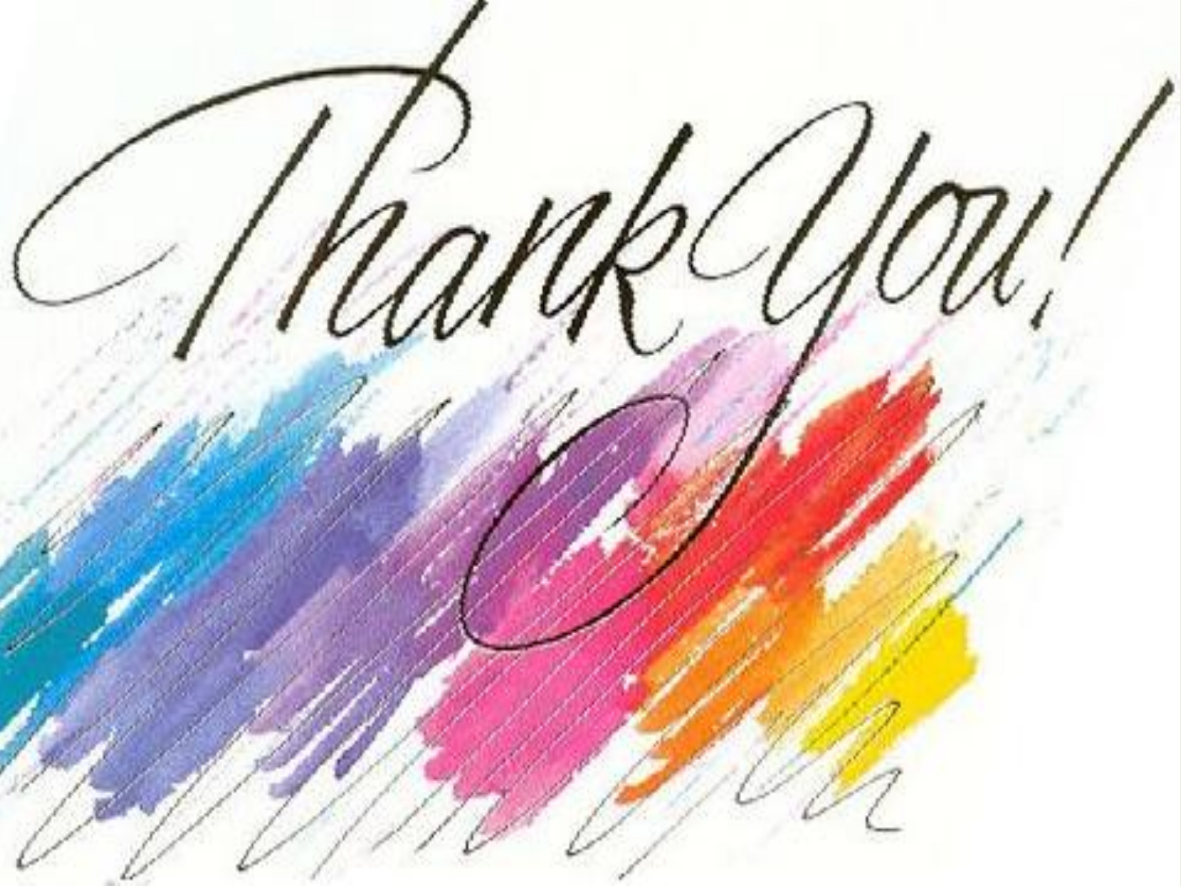Thank You!